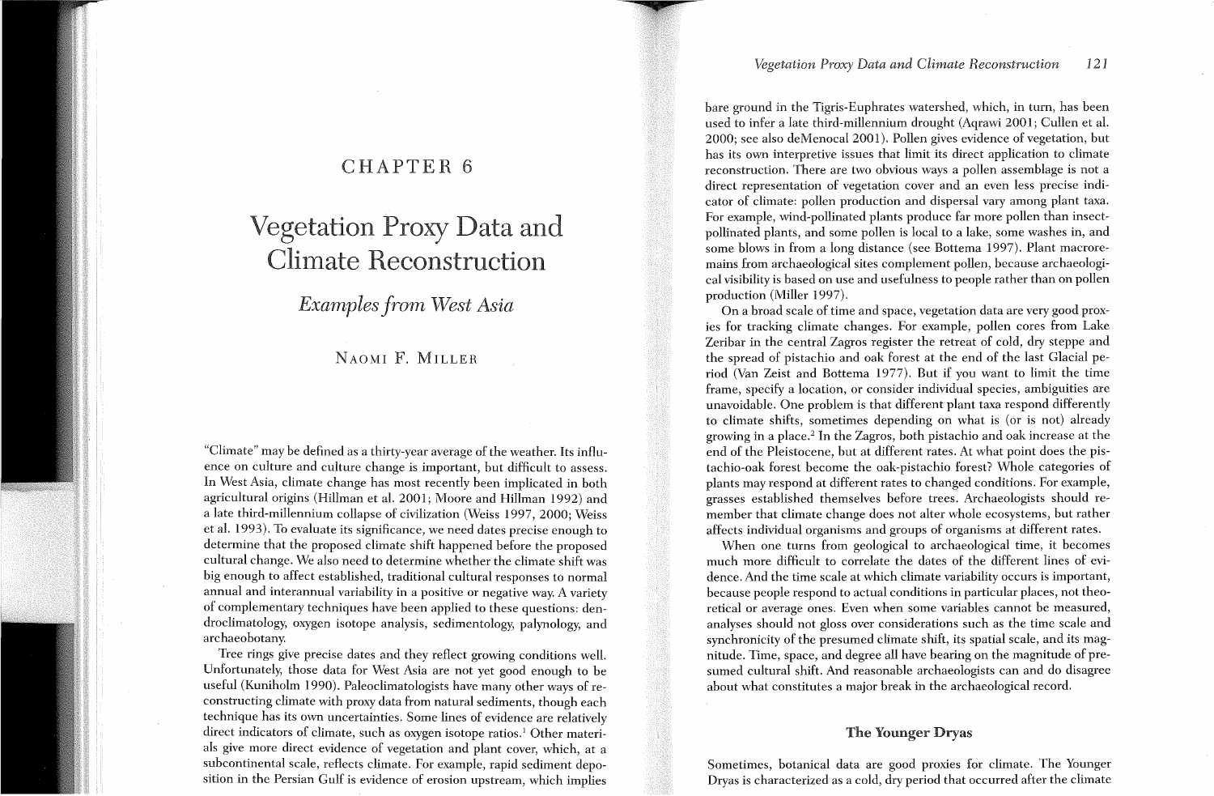# CHAPTER 6

# Vegetation Proxy Data and Climate Reconstruction

## *Examples from West Asia*

NAOMI F. MILLER

"Climate" may be defined as a thirty-year average of the weather. Its influence on culture and culture change is important, but difficult to assess. In West Asia, climate change has most recently been implicated in both agricultural origins (Hillman et al. 2001; Moore and Hillman 1992) and a late third-millennium collapse of civilization (Weiss 1997, 2000; Weiss et al. 1993). To evaluate its significance, we need dates precise enough to determine that the proposed climate shift happened before the proposed cultural change. We also need to determine whether the climate shift was big enough to affect established, traditional cultural responses to normal annual and interannual variability in a positive or negative way. A variety of complementary techniques have been applied to these questions: dendroclimatology, oxygen isotope analysis, sedimentology, palynology, and archaeobotany.

Tree rings give precise dates and they reflect growing conditions well. Unfortunately, those data for West Asia are not yet good enough to be useful (Kuniholm 1990). Paleoclimatologists have many other ways of reconstructing climate with proxy data from natural sediments, though each technique has its own uncertainties. Some lines of evidence are relatively direct indicators of climate, such as oxygen isotope ratios.[1] Other materials give more direct evidence of vegetation and plant cover, which, at a subcontinental scale, reflects climate. For example, rapid sediment deposition in the Persian Gulf is evidence of erosion upstream, which implies bare ground in the Tigris-Euphrates watershed, which, in turn, has been used to infer a late third-millennium drought (Aqrawi 2001; Cullen et al. 2000; see also deMenocal 2001). Pollen gives evidence of vegetation, but has its own interpretive issues that limit its direct application to climate reconstruction. There are two obvious ways a pollen assemblage is not a direct representation of vegetation cover and an even less precise indicator of climate: pollen production and dispersal vary among plant taxa. For example, wind-pollinated plants produce far more pollen than insect-pollinated plants, and some pollen is local to a lake, some washes in, and some blows in from a long distance (see Bottema 1997). Plant macroremains from archaeological sites complement pollen, because archaeological visibility is based on use and usefulness to people rather than on pollen production (Miller 1997).

On a broad scale of time and space, vegetation data are very good proxies for tracking climate changes. For example, pollen cores from Lake Zeribar in the central Zagros register the retreat of cold, dry steppe and the spread of pistachio and oak forest at the end of the last Glacial period (Van Zeist and Bottema 1977). But if you want to limit the time frame, specify a location, or consider individual species, ambiguities are unavoidable. One problem is that different plant taxa respond differently to climate shifts, sometimes depending on what is (or is not) already growing in a place.[2] In the Zagros, both pistachio and oak increase at the end of the Pleistocene, but at different rates. At what point does the pistachio-oak forest become the oak-pistachio forest? Whole categories of plants may respond at different rates to changed conditions. For example, grasses established themselves before trees. Archaeologists should remember that climate change does not alter whole ecosystems, but rather affects individual organisms and groups of organisms at different rates.

When one turns from geological to archaeological time, it becomes much more difficult to correlate the dates of the different lines of evidence. And the time scale at which climate variability occurs is important, because people respond to actual conditions in particular places, not theoretical or average ones. Even when some variables cannot be measured, analyses should not gloss over considerations such as the time scale and synchronicity of the presumed climate shift, its spatial scale, and its magnitude. Time, space, and degree all have bearing on the magnitude of presumed cultural shift. And reasonable archaeologists can and do disagree about what constitutes a major break in the archaeological record.

### The Younger Dryas

Sometimes, botanical data are good proxies for climate. The Younger Dryas is characterized as a cold, dry period that occurred after the climate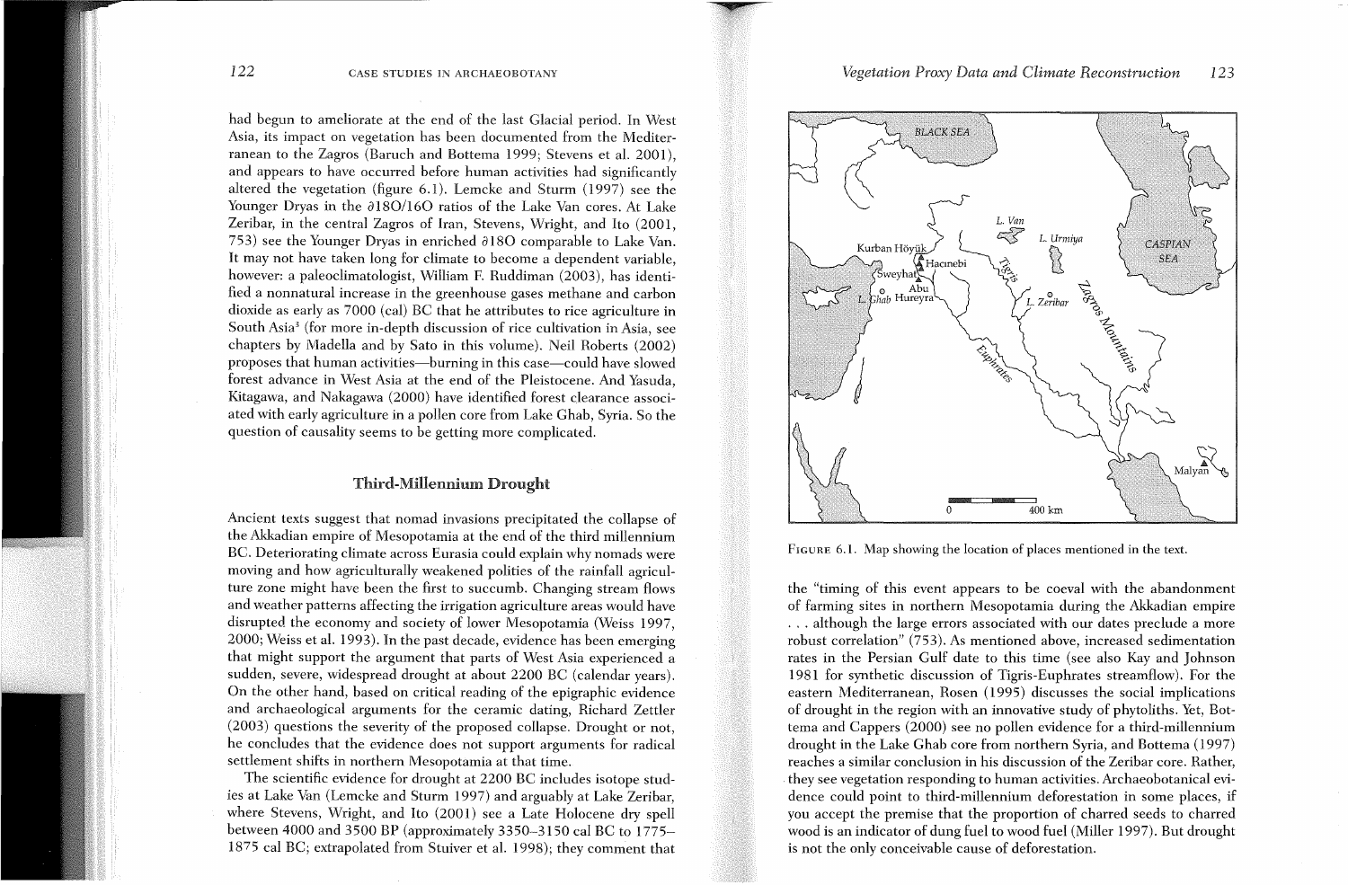had begun to ameliorate at the end of the last Glacial period. In West Asia, its impact on vegetation has been documented from the Mediterranean to the Zagros (Baruch and Bottema 1999; Stevens et al. 2001), and appears to have occurred before human activities had significantly altered the vegetation (figure 6.1). Lemcke and Sturm (1997) see the Younger Dryas in the ∂18O/16O ratios of the Lake Van cores. At Lake Zeribar, in the central Zagros of Iran, Stevens, Wright, and Ito (2001, 753) see the Younger Dryas in enriched ∂18O comparable to Lake Van. It may not have taken long for climate to become a dependent variable, however: a paleoclimatologist, William F. Ruddiman (2003), has identified a nonnatural increase in the greenhouse gases methane and carbon dioxide as early as 7000 (cal) BC that he attributes to rice agriculture in South Asia[3] (for more in-depth discussion of rice cultivation in Asia, see chapters by Madella and by Sato in this volume). Neil Roberts (2002) proposes that human activities—burning in this case—could have slowed forest advance in West Asia at the end of the Pleistocene. And Yasuda, Kitagawa, and Nakagawa (2000) have identified forest clearance associated with early agriculture in a pollen core from Lake Ghab, Syria. So the question of causality seems to be getting more complicated.

## Third-Millennium Drought

Ancient texts suggest that nomad invasions precipitated the collapse of the Akkadian empire of Mesopotamia at the end of the third millennium BC. Deteriorating climate across Eurasia could explain why nomads were moving and how agriculturally weakened polities of the rainfall agriculture zone might have been the first to succumb. Changing stream flows and weather patterns affecting the irrigation agriculture areas would have disrupted the economy and society of lower Mesopotamia (Weiss 1997, 2000; Weiss et al. 1993). In the past decade, evidence has been emerging that might support the argument that parts of West Asia experienced a sudden, severe, widespread drought at about 2200 BC (calendar years). On the other hand, based on critical reading of the epigraphic evidence and archaeological arguments for the ceramic dating, Richard Zettler (2003) questions the severity of the proposed collapse. Drought or not, he concludes that the evidence does not support arguments for radical settlement shifts in northern Mesopotamia at that time.

The scientific evidence for drought at 2200 BC includes isotope studies at Lake Van (Lemcke and Sturm 1997) and arguably at Lake Zeribar, where Stevens, Wright, and Ito (2001) see a Late Holocene dry spell between 4000 and 3500 BP (approximately 3350–3150 cal BC to 1775–1875 cal BC; extrapolated from Stuiver et al. 1998); they comment that the "timing of this event appears to be coeval with the abandonment of farming sites in northern Mesopotamia during the Akkadian empire . . . although the large errors associated with our dates preclude a more robust correlation" (753). As mentioned above, increased sedimentation rates in the Persian Gulf date to this time (see also Kay and Johnson 1981 for synthetic discussion of Tigris-Euphrates streamflow). For the eastern Mediterranean, Rosen (1995) discusses the social implications of drought in the region with an innovative study of phytoliths. Yet, Bottema and Cappers (2000) see no pollen evidence for a third-millennium drought in the Lake Ghab core from northern Syria, and Bottema (1997) reaches a similar conclusion in his discussion of the Zeribar core. Rather, they see vegetation responding to human activities. Archaeobotanical evidence could point to third-millennium deforestation in some places, if you accept the premise that the proportion of charred seeds to charred wood is an indicator of dung fuel to wood fuel (Miller 1997). But drought is not the only conceivable cause of deforestation.

FIGURE 6.1. Map showing the location of places mentioned in the text.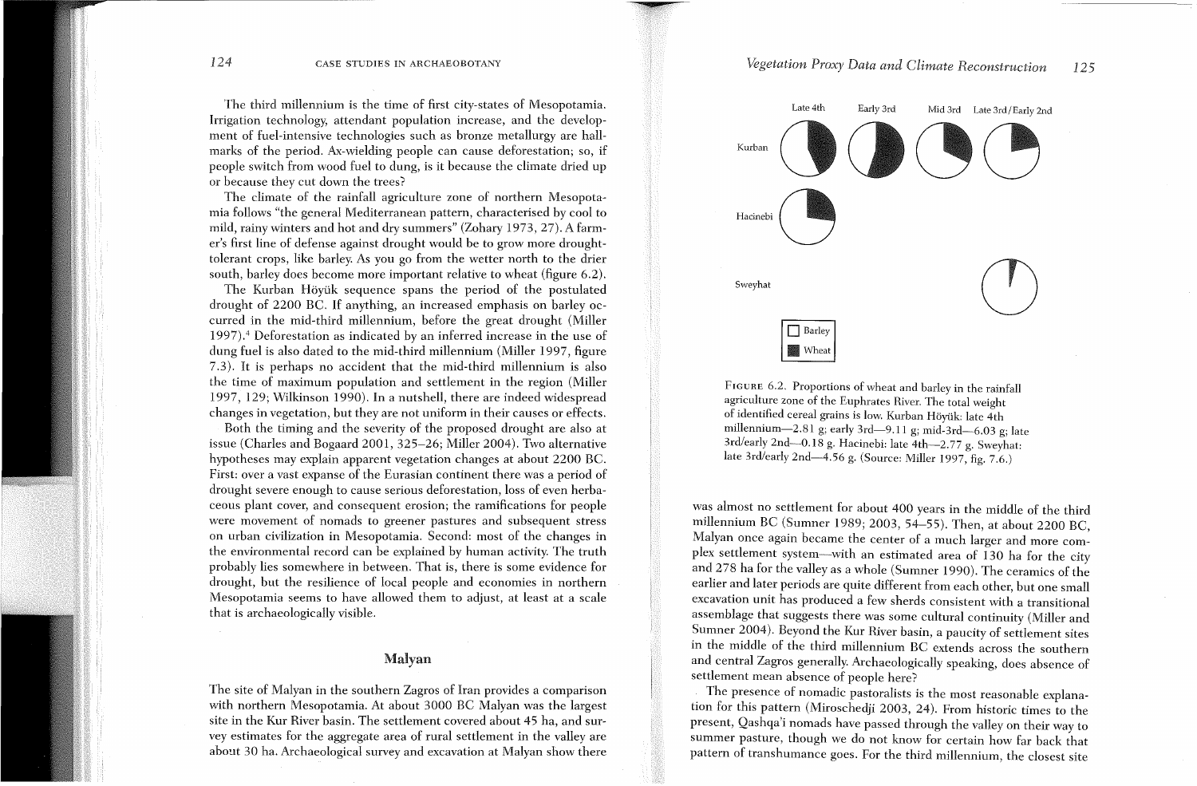The third millennium is the time of first city-states of Mesopotamia. Irrigation technology, attendant population increase, and the development of fuel-intensive technologies such as bronze metallurgy are hallmarks of the period. Ax-wielding people can cause deforestation; so, if people switch from wood fuel to dung, is it because the climate dried up or because they cut down the trees?

The climate of the rainfall agriculture zone of northern Mesopotamia follows "the general Mediterranean pattern, characterised by cool to mild, rainy winters and hot and dry summers" (Zohary 1973, 27). A farmer's first line of defense against drought would be to grow more drought-tolerant crops, like barley. As you go from the wetter north to the drier south, barley does become more important relative to wheat (figure 6.2).

The Kurban Höyük sequence spans the period of the postulated drought of 2200 BC. If anything, an increased emphasis on barley occurred in the mid-third millennium, before the great drought (Miller 1997).[4] Deforestation as indicated by an inferred increase in the use of dung fuel is also dated to the mid-third millennium (Miller 1997, figure 7.3). It is perhaps no accident that the mid-third millennium is also the time of maximum population and settlement in the region (Miller 1997, 129; Wilkinson 1990). In a nutshell, there are indeed widespread changes in vegetation, but they are not uniform in their causes or effects.

Both the timing and the severity of the proposed drought are also at issue (Charles and Bogaard 2001, 325–26; Miller 2004). Two alternative hypotheses may explain apparent vegetation changes at about 2200 BC. First: over a vast expanse of the Eurasian continent there was a period of drought severe enough to cause serious deforestation, loss of even herbaceous plant cover, and consequent erosion; the ramifications for people were movement of nomads to greener pastures and subsequent stress on urban civilization in Mesopotamia. Second: most of the changes in the environmental record can be explained by human activity. The truth probably lies somewhere in between. That is, there is some evidence for drought, but the resilience of local people and economies in northern Mesopotamia seems to have allowed them to adjust, at least at a scale that is archaeologically visible.

## Malyan

The site of Malyan in the southern Zagros of Iran provides a comparison with northern Mesopotamia. At about 3000 BC Malyan was the largest site in the Kur River basin. The settlement covered about 45 ha, and survey estimates for the aggregate area of rural settlement in the valley are about 30 ha. Archaeological survey and excavation at Malyan show there was almost no settlement for about 400 years in the middle of the third millennium BC (Sumner 1989; 2003, 54–55). Then, at about 2200 BC, Malyan once again became the center of a much larger and more complex settlement system—with an estimated area of 130 ha for the city and 278 ha for the valley as a whole (Sumner 1990). The ceramics of the earlier and later periods are quite different from each other, but one small excavation unit has produced a few sherds consistent with a transitional assemblage that suggests there was some cultural continuity (Miller and Sumner 2004). Beyond the Kur River basin, a paucity of settlement sites in the middle of the third millennium BC extends across the southern and central Zagros generally. Archaeologically speaking, does absence of settlement mean absence of people here?

The presence of nomadic pastoralists is the most reasonable explanation for this pattern (Miroschedji 2003, 24). From historic times to the present, Qashqa'i nomads have passed through the valley on their way to summer pasture, though we do not know for certain how far back that pattern of transhumance goes. For the third millennium, the closest site

FIGURE 6.2. Proportions of wheat and barley in the rainfall agriculture zone of the Euphrates River. The total weight of identified cereal grains is low. Kurban Höyük: late 4th millennium—2.81 g; early 3rd—9.11 g; mid-3rd—6.03 g; late 3rd/early 2nd—0.18 g. Hacinebi: late 4th—2.77 g. Sweyhat: late 3rd/early 2nd—4.56 g. (Source: Miller 1997, fig. 7.6.)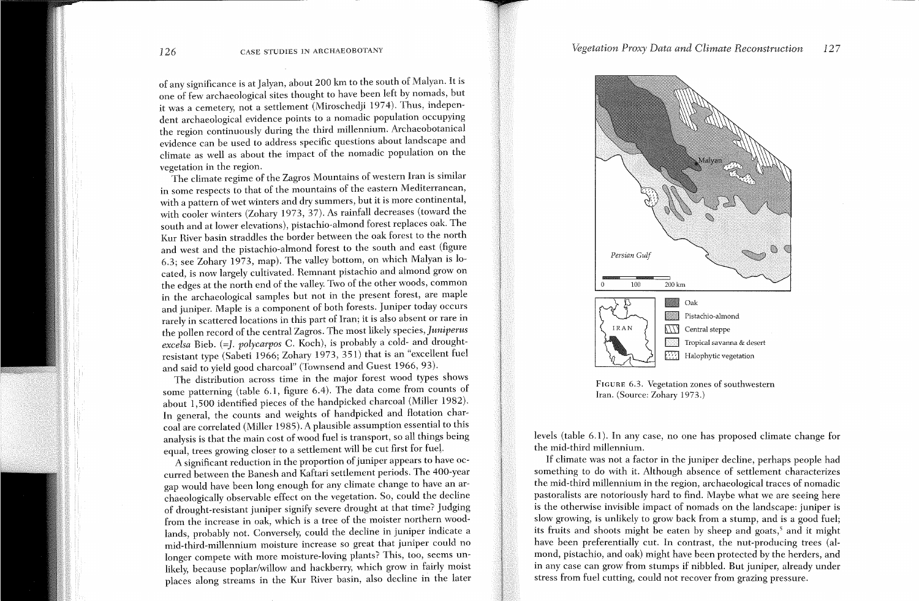of any significance is at Jalyan, about 200 km to the south of Malyan. It is one of few archaeological sites thought to have been left by nomads, but it was a cemetery, not a settlement (Miroschedji 1974). Thus, independent archaeological evidence points to a nomadic population occupying the region continuously during the third millennium. Archaeobotanical evidence can be used to address specific questions about landscape and climate as well as about the impact of the nomadic population on the vegetation in the region.

The climate regime of the Zagros Mountains of western Iran is similar in some respects to that of the mountains of the eastern Mediterranean, with a pattern of wet winters and dry summers, but it is more continental, with cooler winters (Zohary 1973, 37). As rainfall decreases (toward the south and at lower elevations), pistachio-almond forest replaces oak. The Kur River basin straddles the border between the oak forest to the north and west and the pistachio-almond forest to the south and east (figure 6.3; see Zohary 1973, map). The valley bottom, on which Malyan is located, is now largely cultivated. Remnant pistachio and almond grow on the edges at the north end of the valley. Two of the other woods, common in the archaeological samples but not in the present forest, are maple and juniper. Maple is a component of both forests. Juniper today occurs rarely in scattered locations in this part of Iran; it is also absent or rare in the pollen record of the central Zagros. The most likely species, *Juniperus excelsa* Bieb. (=*J. polycarpos* C. Koch), is probably a cold- and drought-resistant type (Sabeti 1966; Zohary 1973, 351) that is an "excellent fuel and said to yield good charcoal" (Townsend and Guest 1966, 93).

The distribution across time in the major forest wood types shows some patterning (table 6.1, figure 6.4). The data come from counts of about 1,500 identified pieces of the handpicked charcoal (Miller 1982). In general, the counts and weights of handpicked and flotation charcoal are correlated (Miller 1985). A plausible assumption essential to this analysis is that the main cost of wood fuel is transport, so all things being equal, trees growing closer to a settlement will be cut first for fuel.

A significant reduction in the proportion of juniper appears to have occurred between the Banesh and Kaftari settlement periods. The 400-year gap would have been long enough for any climate change to have an archaeologically observable effect on the vegetation. So, could the decline of drought-resistant juniper signify severe drought at that time? Judging from the increase in oak, which is a tree of the moister northern woodlands, probably not. Conversely, could the decline in juniper indicate a mid-third-millennium moisture increase so great that juniper could no longer compete with more moisture-loving plants? This, too, seems unlikely, because poplar/willow and hackberry, which grow in fairly moist places along streams in the Kur River basin, also decline in the later levels (table 6.1). In any case, no one has proposed climate change for the mid-third millennium.

FIGURE 6.3. Vegetation zones of southwestern Iran. (Source: Zohary 1973.)

If climate was not a factor in the juniper decline, perhaps people had something to do with it. Although absence of settlement characterizes the mid-third millennium in the region, archaeological traces of nomadic pastoralists are notoriously hard to find. Maybe what we are seeing here is the otherwise invisible impact of nomads on the landscape: juniper is slow growing, is unlikely to grow back from a stump, and is a good fuel; its fruits and shoots might be eaten by sheep and goats,[5] and it might have been preferentially cut. In contrast, the nut-producing trees (almond, pistachio, and oak) might have been protected by the herders, and in any case can grow from stumps if nibbled. But juniper, already under stress from fuel cutting, could not recover from grazing pressure.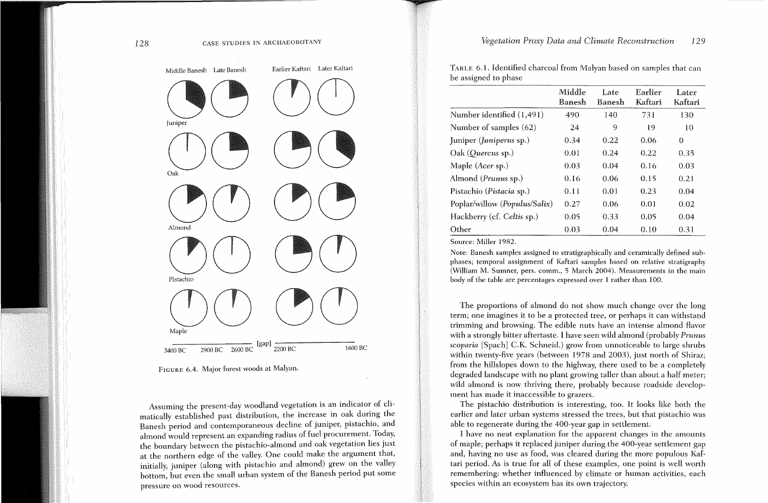Middle Banesh Late Banesh Earlier Kaftari Later Kaftari

Juniper

Oak

Almond

Pistachio

Maple

3400 BC 2900 BC 2600 BC [gap] 2200 BC 1600 BC

FIGURE 6.4. Major forest woods at Malyan.

Assuming the present-day woodland vegetation is an indicator of climatically established past distribution, the increase in oak during the Banesh period and contemporaneous decline of juniper, pistachio, and almond would represent an expanding radius of fuel procurement. Today, the boundary between the pistachio-almond and oak vegetation lies just at the northern edge of the valley. One could make the argument that, initially, juniper (along with pistachio and almond) grew on the valley bottom, but even the small urban system of the Banesh period put some pressure on wood resources.

TABLE 6.1. Identified charcoal from Malyan based on samples that can be assigned to phase

| | Middle Banesh | Late Banesh | Earlier Kaftari | Later Kaftari |
|---|---|---|---|---|
| Number identified (1,491) | 490 | 140 | 731 | 130 |
| Number of samples (62) | 24 | 9 | 19 | 10 |
| Juniper (*Juniperus* sp.) | 0.34 | 0.22 | 0.06 | 0 |
| Oak (*Quercus* sp.) | 0.01 | 0.24 | 0.22 | 0.35 |
| Maple (*Acer* sp.) | 0.03 | 0.04 | 0.16 | 0.03 |
| Almond (*Prunus* sp.) | 0.16 | 0.06 | 0.15 | 0.21 |
| Pistachio (*Pistacia* sp.) | 0.11 | 0.01 | 0.23 | 0.04 |
| Poplar/willow (*Populus/Salix*) | 0.27 | 0.06 | 0.01 | 0.02 |
| Hackberry (cf. *Celtis* sp.) | 0.05 | 0.33 | 0.05 | 0.04 |
| Other | 0.03 | 0.04 | 0.10 | 0.31 |

Source: Miller 1982.

Note: Banesh samples assigned to stratigraphically and ceramically defined subphases; temporal assignment of Kaftari samples based on relative stratigraphy (William M. Sumner, pers. comm., 5 March 2004). Measurements in the main body of the table are percentages expressed over 1 rather than 100.

The proportions of almond do not show much change over the long term; one imagines it to be a protected tree, or perhaps it can withstand trimming and browsing. The edible nuts have an intense almond flavor with a strongly bitter aftertaste. I have seen wild almond (probably *Prunus scoparia* [Spach] C.K. Schneid.) grow from unnoticeable to large shrubs within twenty-five years (between 1978 and 2003), just north of Shiraz; from the hillslopes down to the highway, there used to be a completely degraded landscape with no plant growing taller than about a half meter; wild almond is now thriving there, probably because roadside development has made it inaccessible to grazers.

The pistachio distribution is interesting, too. It looks like both the earlier and later urban systems stressed the trees, but that pistachio was able to regenerate during the 400-year gap in settlement.

I have no neat explanation for the apparent changes in the amounts of maple; perhaps it replaced juniper during the 400-year settlement gap and, having no use as food, was cleared during the more populous Kaftari period. As is true for all of these examples, one point is well worth remembering: whether influenced by climate or human activities, each species within an ecosystem has its own trajectory.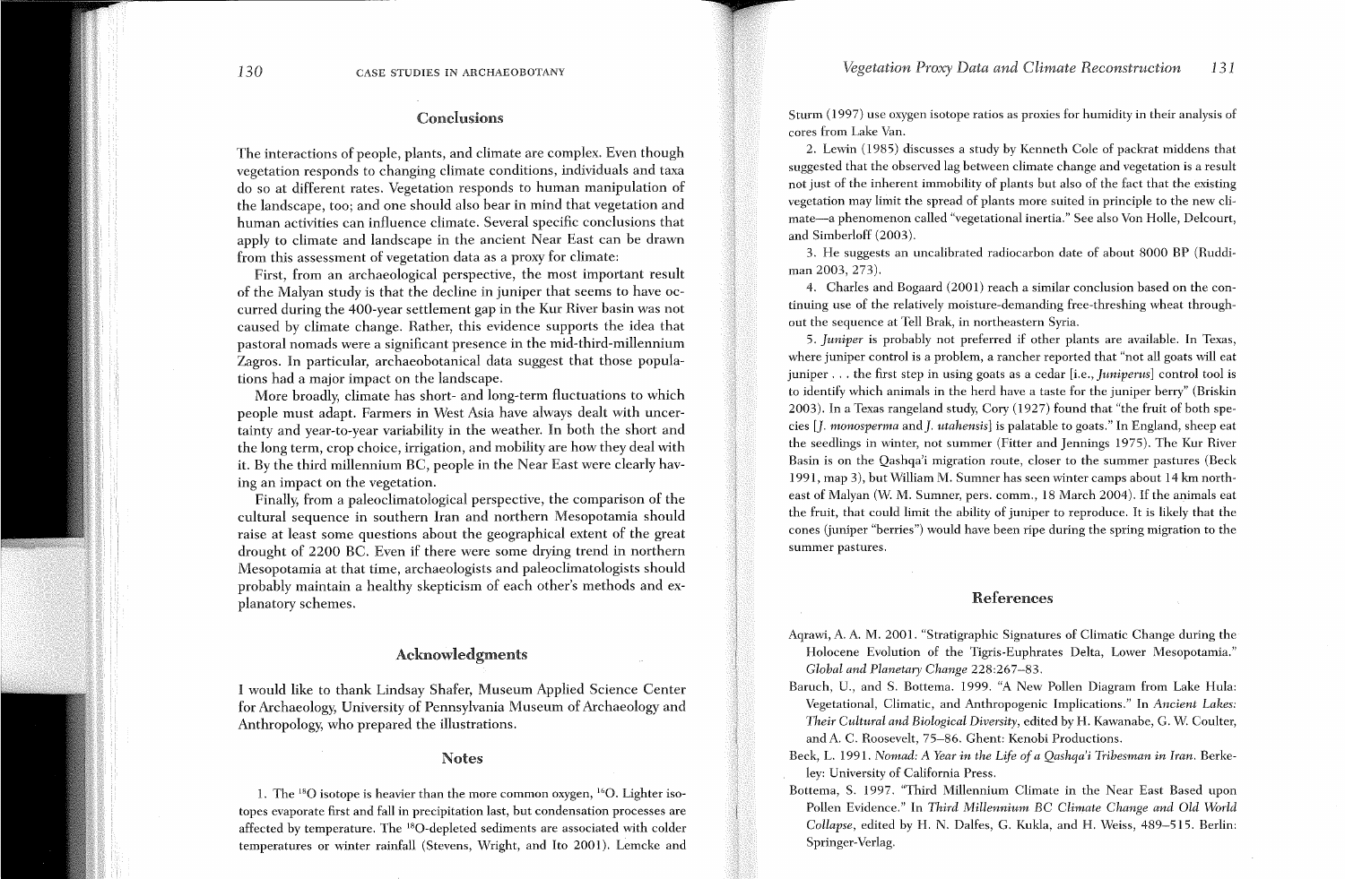## Conclusions

The interactions of people, plants, and climate are complex. Even though vegetation responds to changing climate conditions, individuals and taxa do so at different rates. Vegetation responds to human manipulation of the landscape, too; and one should also bear in mind that vegetation and human activities can influence climate. Several specific conclusions that apply to climate and landscape in the ancient Near East can be drawn from this assessment of vegetation data as a proxy for climate:

First, from an archaeological perspective, the most important result of the Malyan study is that the decline in juniper that seems to have occurred during the 400-year settlement gap in the Kur River basin was not caused by climate change. Rather, this evidence supports the idea that pastoral nomads were a significant presence in the mid-third-millennium Zagros. In particular, archaeobotanical data suggest that those populations had a major impact on the landscape.

More broadly, climate has short- and long-term fluctuations to which people must adapt. Farmers in West Asia have always dealt with uncertainty and year-to-year variability in the weather. In both the short and the long term, crop choice, irrigation, and mobility are how they deal with it. By the third millennium BC, people in the Near East were clearly having an impact on the vegetation.

Finally, from a paleoclimatological perspective, the comparison of the cultural sequence in southern Iran and northern Mesopotamia should raise at least some questions about the geographical extent of the great drought of 2200 BC. Even if there were some drying trend in northern Mesopotamia at that time, archaeologists and paleoclimatologists should probably maintain a healthy skepticism of each other's methods and explanatory schemes.

## Acknowledgments

I would like to thank Lindsay Shafer, Museum Applied Science Center for Archaeology, University of Pennsylvania Museum of Archaeology and Anthropology, who prepared the illustrations.

## Notes

1. The $^{18}O$ isotope is heavier than the more common oxygen, $^{16}O$. Lighter isotopes evaporate first and fall in precipitation last, but condensation processes are affected by temperature. The $^{18}O$-depleted sediments are associated with colder temperatures or winter rainfall (Stevens, Wright, and Ito 2001). Lemcke and Sturm (1997) use oxygen isotope ratios as proxies for humidity in their analysis of cores from Lake Van.

2. Lewin (1985) discusses a study by Kenneth Cole of packrat middens that suggested that the observed lag between climate change and vegetation is a result not just of the inherent immobility of plants but also of the fact that the existing vegetation may limit the spread of plants more suited in principle to the new climate—a phenomenon called "vegetational inertia." See also Von Holle, Delcourt, and Simberloff (2003).

3. He suggests an uncalibrated radiocarbon date of about 8000 BP (Ruddiman 2003, 273).

4. Charles and Bogaard (2001) reach a similar conclusion based on the continuing use of the relatively moisture-demanding free-threshing wheat throughout the sequence at Tell Brak, in northeastern Syria.

5. *Juniper* is probably not preferred if other plants are available. In Texas, where juniper control is a problem, a rancher reported that "not all goats will eat juniper . . . the first step in using goats as a cedar [i.e., *Juniperus*] control tool is to identify which animals in the herd have a taste for the juniper berry" (Briskin 2003). In a Texas rangeland study, Cory (1927) found that "the fruit of both species [*J. monosperma* and *J. utahensis*] is palatable to goats." In England, sheep eat the seedlings in winter, not summer (Fitter and Jennings 1975). The Kur River Basin is on the Qashqa'i migration route, closer to the summer pastures (Beck 1991, map 3), but William M. Sumner has seen winter camps about 14 km northeast of Malyan (W. M. Sumner, pers. comm., 18 March 2004). If the animals eat the fruit, that could limit the ability of juniper to reproduce. It is likely that the cones (juniper "berries") would have been ripe during the spring migration to the summer pastures.

## References

Aqrawi, A. A. M. 2001. "Stratigraphic Signatures of Climatic Change during the Holocene Evolution of the Tigris-Euphrates Delta, Lower Mesopotamia." *Global and Planetary Change* 228:267–83.

Baruch, U., and S. Bottema. 1999. "A New Pollen Diagram from Lake Hula: Vegetational, Climatic, and Anthropogenic Implications." In *Ancient Lakes: Their Cultural and Biological Diversity*, edited by H. Kawanabe, G. W. Coulter, and A. C. Roosevelt, 75–86. Ghent: Kenobi Productions.

Beck, L. 1991. *Nomad: A Year in the Life of a Qashqa'i Tribesman in Iran*. Berkeley: University of California Press.

Bottema, S. 1997. "Third Millennium Climate in the Near East Based upon Pollen Evidence." In *Third Millennium BC Climate Change and Old World Collapse*, edited by H. N. Dalfes, G. Kukla, and H. Weiss, 489–515. Berlin: Springer-Verlag.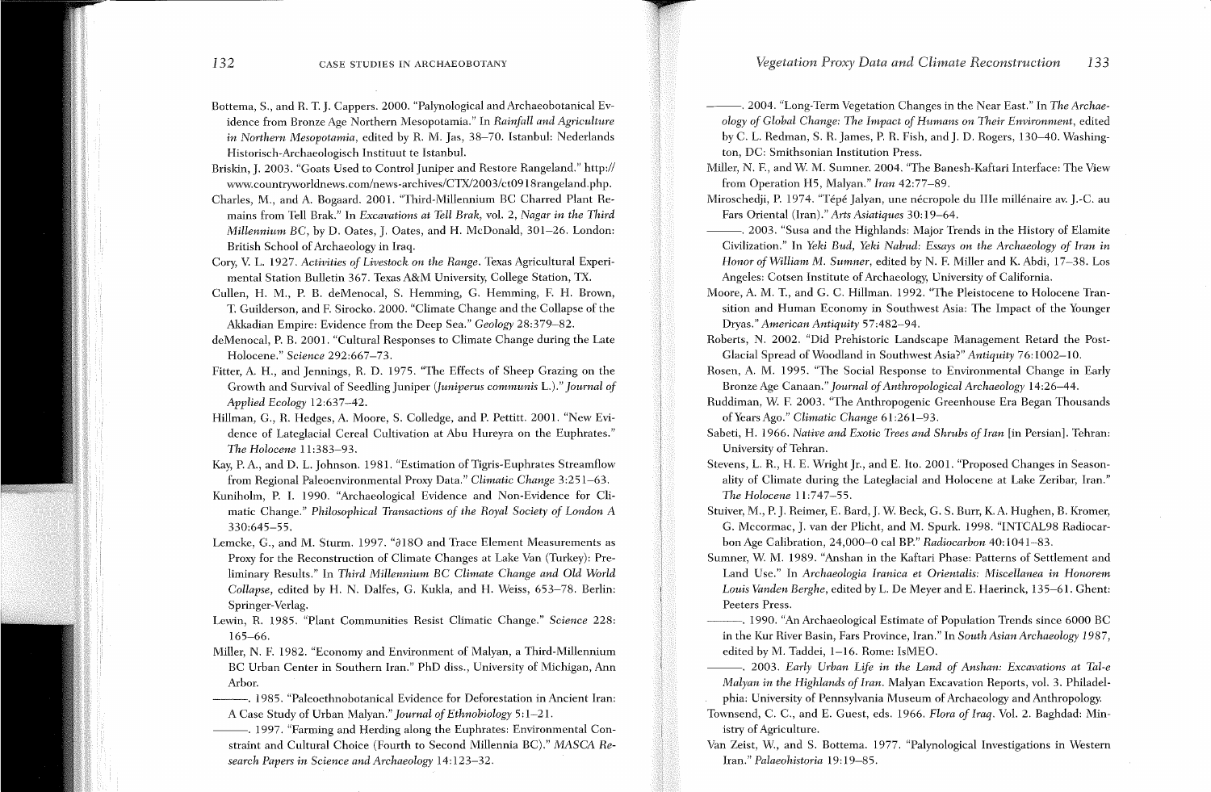Bottema, S., and R. T. J. Cappers. 2000. "Palynological and Archaeobotanical Evidence from Bronze Age Northern Mesopotamia." In *Rainfall and Agriculture in Northern Mesopotamia*, edited by R. M. Jas, 38–70. Istanbul: Nederlands Historisch-Archaeologisch Instituut te Istanbul.

Briskin, J. 2003. "Goats Used to Control Juniper and Restore Rangeland." http://www.countryworldnews.com/news-archives/CTX/2003/ct0918rangeland.php.

Charles, M., and A. Bogaard. 2001. "Third-Millennium BC Charred Plant Remains from Tell Brak." In *Excavations at Tell Brak*, vol. 2, *Nagar in the Third Millennium BC*, by D. Oates, J. Oates, and H. McDonald, 301–26. London: British School of Archaeology in Iraq.

Cory, V. L. 1927. *Activities of Livestock on the Range*. Texas Agricultural Experimental Station Bulletin 367. Texas A&M University, College Station, TX.

Cullen, H. M., P. B. deMenocal, S. Hemming, G. Hemming, F. H. Brown, T. Guilderson, and F. Sirocko. 2000. "Climate Change and the Collapse of the Akkadian Empire: Evidence from the Deep Sea." *Geology* 28:379–82.

deMenocal, P. B. 2001. "Cultural Responses to Climate Change during the Late Holocene." *Science* 292:667–73.

Fitter, A. H., and Jennings, R. D. 1975. "The Effects of Sheep Grazing on the Growth and Survival of Seedling Juniper (*Juniperus communis* L.)." *Journal of Applied Ecology* 12:637–42.

Hillman, G., R. Hedges, A. Moore, S. Colledge, and P. Pettitt. 2001. "New Evidence of Lateglacial Cereal Cultivation at Abu Hureyra on the Euphrates." *The Holocene* 11:383–93.

Kay, P. A., and D. L. Johnson. 1981. "Estimation of Tigris-Euphrates Streamflow from Regional Paleoenvironmental Proxy Data." *Climatic Change* 3:251–63.

Kuniholm, P. I. 1990. "Archaeological Evidence and Non-Evidence for Climatic Change." *Philosophical Transactions of the Royal Society of London A* 330:645–55.

Lemcke, G., and M. Sturm. 1997. "∂18O and Trace Element Measurements as Proxy for the Reconstruction of Climate Changes at Lake Van (Turkey): Preliminary Results." In *Third Millennium BC Climate Change and Old World Collapse*, edited by H. N. Dalfes, G. Kukla, and H. Weiss, 653–78. Berlin: Springer-Verlag.

Lewin, R. 1985. "Plant Communities Resist Climatic Change." *Science* 228:165–66.

Miller, N. F. 1982. "Economy and Environment of Malyan, a Third-Millennium BC Urban Center in Southern Iran." PhD diss., University of Michigan, Ann Arbor.

———. 1985. "Paleoethnobotanical Evidence for Deforestation in Ancient Iran: A Case Study of Urban Malyan." *Journal of Ethnobiology* 5:1–21.

———. 1997. "Farming and Herding along the Euphrates: Environmental Constraint and Cultural Choice (Fourth to Second Millennia BC)." *MASCA Research Papers in Science and Archaeology* 14:123–32.

———. 2004. "Long-Term Vegetation Changes in the Near East." In *The Archaeology of Global Change: The Impact of Humans on Their Environment*, edited by C. L. Redman, S. R. James, P. R. Fish, and J. D. Rogers, 130–40. Washington, DC: Smithsonian Institution Press.

Miller, N. F., and W. M. Sumner. 2004. "The Banesh-Kaftari Interface: The View from Operation H5, Malyan." *Iran* 42:77–89.

Miroschedji, P. 1974. "Tépé Jalyan, une nécropole du IIIe millénaire av. J.-C. au Fars Oriental (Iran)." *Arts Asiatiques* 30:19–64.

———. 2003. "Susa and the Highlands: Major Trends in the History of Elamite Civilization." In *Yeki Bud, Yeki Nabud: Essays on the Archaeology of Iran in Honor of William M. Sumner*, edited by N. F. Miller and K. Abdi, 17–38. Los Angeles: Cotsen Institute of Archaeology, University of California.

Moore, A. M. T., and G. C. Hillman. 1992. "The Pleistocene to Holocene Transition and Human Economy in Southwest Asia: The Impact of the Younger Dryas." *American Antiquity* 57:482–94.

Roberts, N. 2002. "Did Prehistoric Landscape Management Retard the Post-Glacial Spread of Woodland in Southwest Asia?" *Antiquity* 76:1002–10.

Rosen, A. M. 1995. "The Social Response to Environmental Change in Early Bronze Age Canaan." *Journal of Anthropological Archaeology* 14:26–44.

Ruddiman, W. F. 2003. "The Anthropogenic Greenhouse Era Began Thousands of Years Ago." *Climatic Change* 61:261–93.

Sabeti, H. 1966. *Native and Exotic Trees and Shrubs of Iran* [in Persian]. Tehran: University of Tehran.

Stevens, L. R., H. E. Wright Jr., and E. Ito. 2001. "Proposed Changes in Seasonality of Climate during the Lateglacial and Holocene at Lake Zeribar, Iran." *The Holocene* 11:747–55.

Stuiver, M., P. J. Reimer, E. Bard, J. W. Beck, G. S. Burr, K. A. Hughen, B. Kromer, G. Mccormac, J. van der Plicht, and M. Spurk. 1998. "INTCAL98 Radiocarbon Age Calibration, 24,000–0 cal BP." *Radiocarbon* 40:1041–83.

Sumner, W. M. 1989. "Anshan in the Kaftari Phase: Patterns of Settlement and Land Use." In *Archaeologia Iranica et Orientalis: Miscellanea in Honorem Louis Vanden Berghe*, edited by L. De Meyer and E. Haerinck, 135–61. Ghent: Peeters Press.

———. 1990. "An Archaeological Estimate of Population Trends since 6000 BC in the Kur River Basin, Fars Province, Iran." In *South Asian Archaeology 1987*, edited by M. Taddei, 1–16. Rome: IsMEO.

———. 2003. *Early Urban Life in the Land of Anshan: Excavations at Tal-e Malyan in the Highlands of Iran*. Malyan Excavation Reports, vol. 3. Philadelphia: University of Pennsylvania Museum of Archaeology and Anthropology.

Townsend, C. C., and E. Guest, eds. 1966. *Flora of Iraq*. Vol. 2. Baghdad: Ministry of Agriculture.

Van Zeist, W., and S. Bottema. 1977. "Palynological Investigations in Western Iran." *Palaeohistoria* 19:19–85.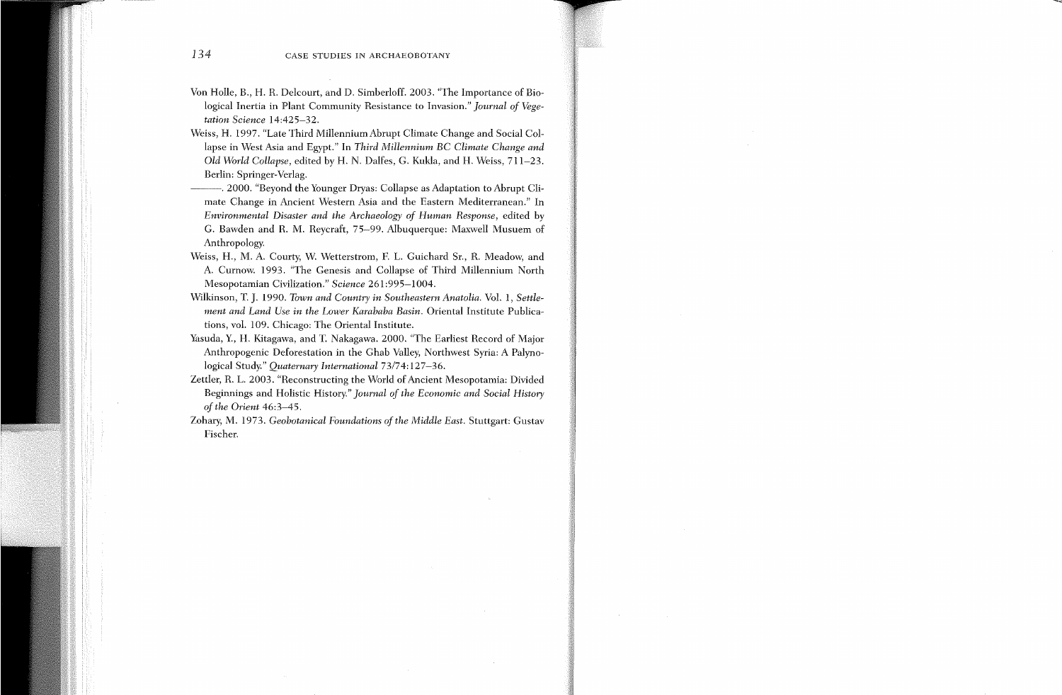Von Holle, B., H. R. Delcourt, and D. Simberloff. 2003. "The Importance of Biological Inertia in Plant Community Resistance to Invasion." *Journal of Vegetation Science* 14:425–32.

Weiss, H. 1997. "Late Third Millennium Abrupt Climate Change and Social Collapse in West Asia and Egypt." In *Third Millennium BC Climate Change and Old World Collapse*, edited by H. N. Dalfes, G. Kukla, and H. Weiss, 711–23. Berlin: Springer-Verlag.

———. 2000. "Beyond the Younger Dryas: Collapse as Adaptation to Abrupt Climate Change in Ancient Western Asia and the Eastern Mediterranean." In *Environmental Disaster and the Archaeology of Human Response*, edited by G. Bawden and R. M. Reycraft, 75–99. Albuquerque: Maxwell Musuem of Anthropology.

Weiss, H., M. A. Courty, W. Wetterstrom, F. L. Guichard Sr., R. Meadow, and A. Curnow. 1993. "The Genesis and Collapse of Third Millennium North Mesopotamian Civilization." *Science* 261:995–1004.

Wilkinson, T. J. 1990. *Town and Country in Southeastern Anatolia*. Vol. 1, *Settlement and Land Use in the Lower Karababa Basin*. Oriental Institute Publications, vol. 109. Chicago: The Oriental Institute.

Yasuda, Y., H. Kitagawa, and T. Nakagawa. 2000. "The Earliest Record of Major Anthropogenic Deforestation in the Ghab Valley, Northwest Syria: A Palynological Study." *Quaternary International* 73/74:127–36.

Zettler, R. L. 2003. "Reconstructing the World of Ancient Mesopotamia: Divided Beginnings and Holistic History." *Journal of the Economic and Social History of the Orient* 46:3–45.

Zohary, M. 1973. *Geobotanical Foundations of the Middle East*. Stuttgart: Gustav Fischer.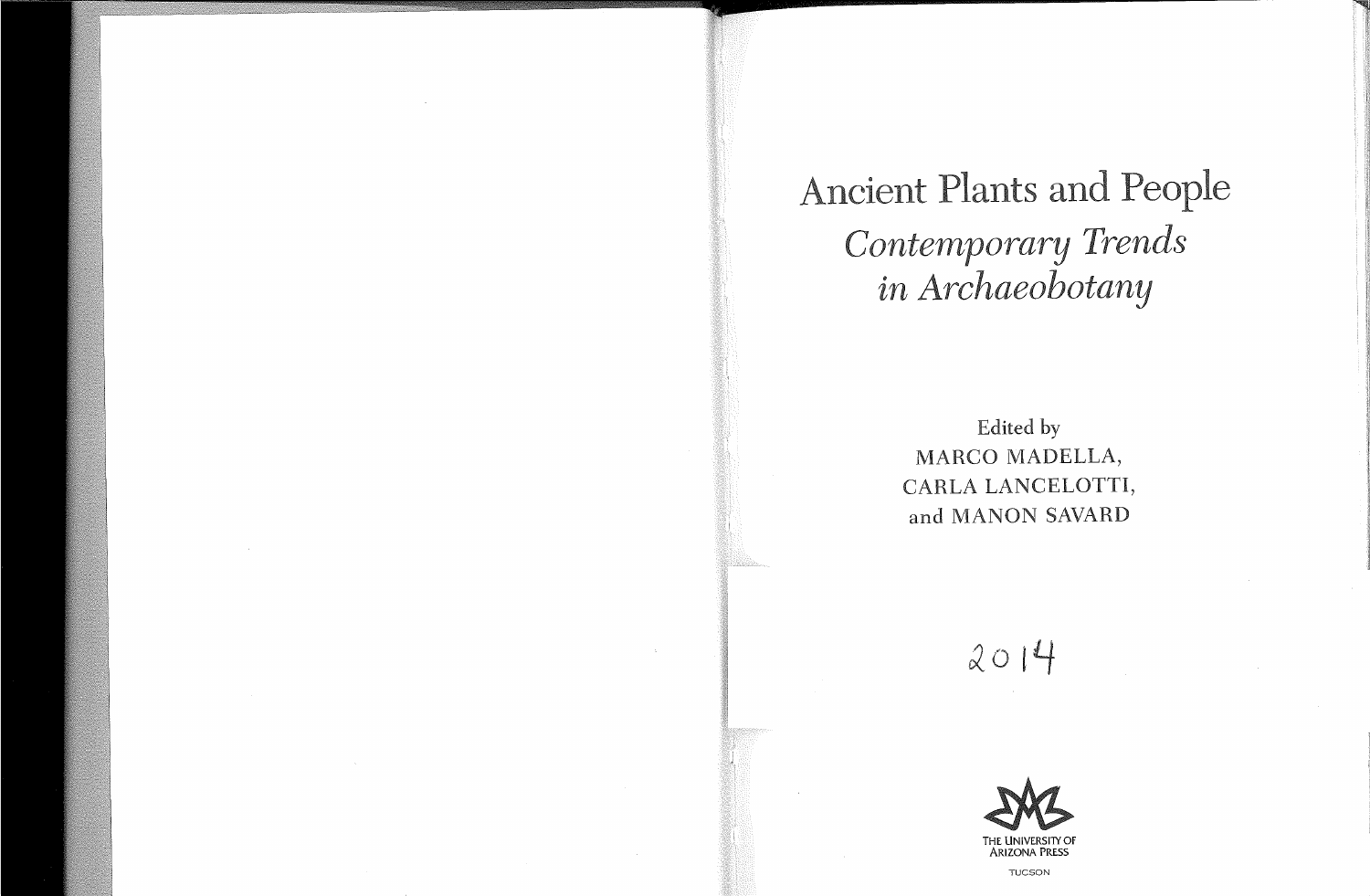# Ancient Plants and People

## *Contemporary Trends in Archaeobotany*

Edited by
MARCO MADELLA,
CARLA LANCELOTTI,
and MANON SAVARD

2014

THE UNIVERSITY OF
ARIZONA PRESS

TUCSON